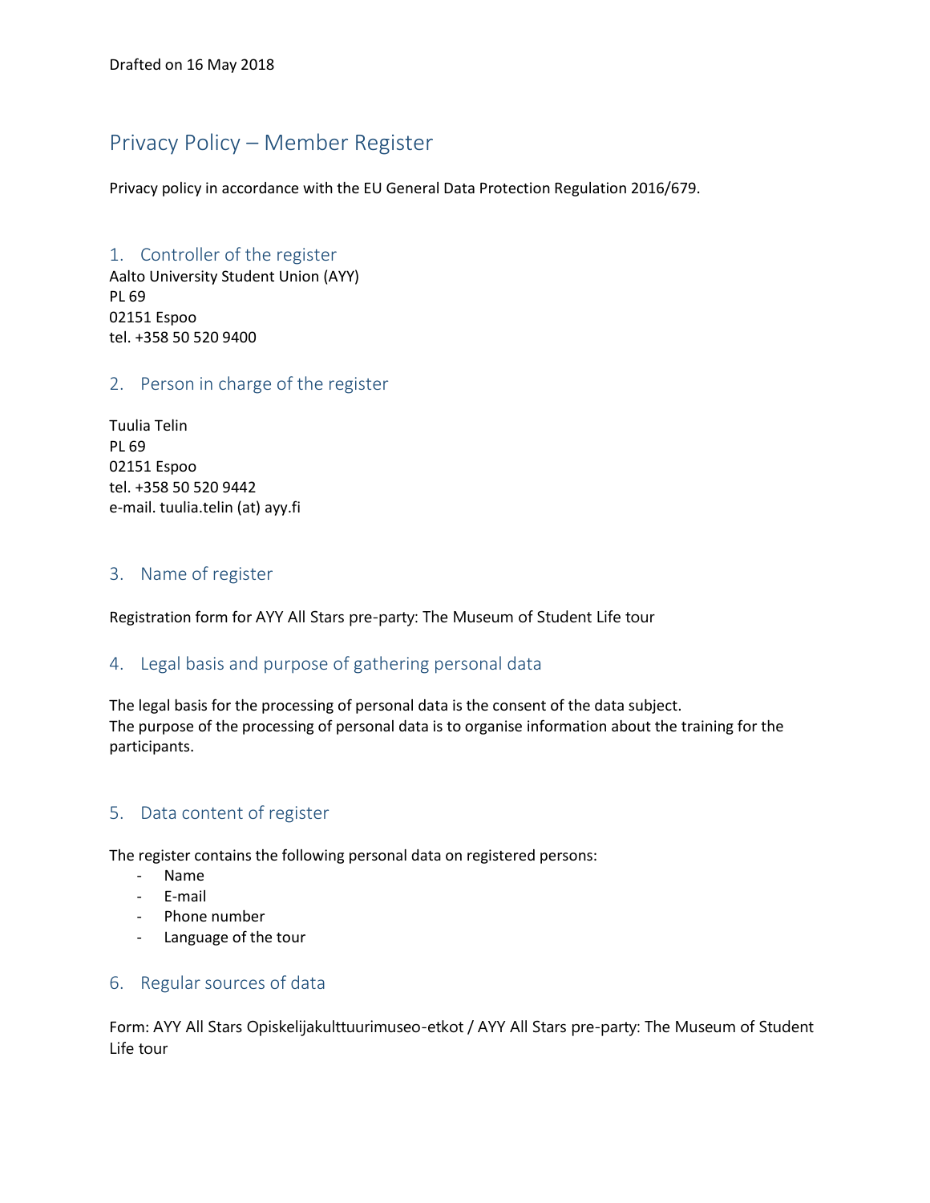Drafted on 16 May 2018

# Privacy Policy – Member Register

Privacy policy in accordance with the EU General Data Protection Regulation 2016/679.

## 1. Controller of the register

Aalto University Student Union (AYY)
PL 69
02151 Espoo
tel. +358 50 520 9400

## 2. Person in charge of the register

Tuulia Telin
PL 69
02151 Espoo
tel. +358 50 520 9442
e-mail. tuulia.telin (at) ayy.fi

## 3. Name of register

Registration form for AYY All Stars pre-party: The Museum of Student Life tour

## 4. Legal basis and purpose of gathering personal data

The legal basis for the processing of personal data is the consent of the data subject.
The purpose of the processing of personal data is to organise information about the training for the participants.

## 5. Data content of register

The register contains the following personal data on registered persons:

- Name
- E-mail
- Phone number
- Language of the tour

## 6. Regular sources of data

Form: AYY All Stars Opiskelijakulttuurimuseo-etkot / AYY All Stars pre-party: The Museum of Student Life tour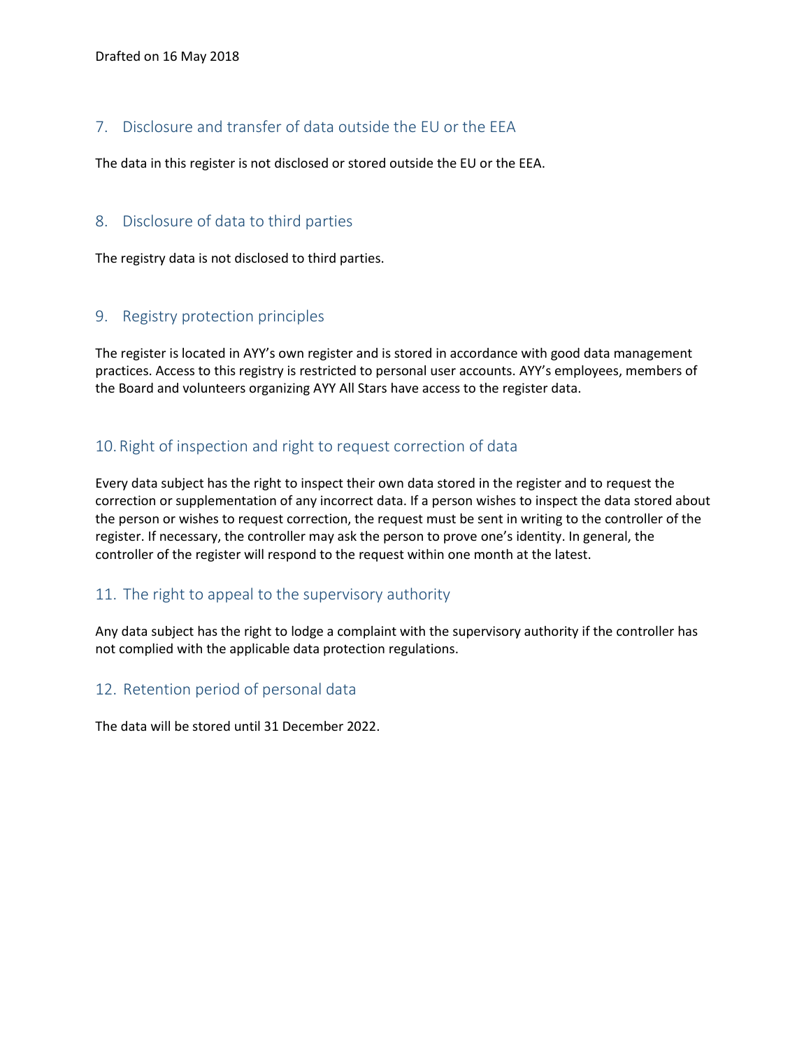Drafted on 16 May 2018

## 7. Disclosure and transfer of data outside the EU or the EEA

The data in this register is not disclosed or stored outside the EU or the EEA.

## 8. Disclosure of data to third parties

The registry data is not disclosed to third parties.

## 9. Registry protection principles

The register is located in AYY's own register and is stored in accordance with good data management practices. Access to this registry is restricted to personal user accounts. AYY's employees, members of the Board and volunteers organizing AYY All Stars have access to the register data.

## 10. Right of inspection and right to request correction of data

Every data subject has the right to inspect their own data stored in the register and to request the correction or supplementation of any incorrect data. If a person wishes to inspect the data stored about the person or wishes to request correction, the request must be sent in writing to the controller of the register. If necessary, the controller may ask the person to prove one's identity. In general, the controller of the register will respond to the request within one month at the latest.

## 11. The right to appeal to the supervisory authority

Any data subject has the right to lodge a complaint with the supervisory authority if the controller has not complied with the applicable data protection regulations.

## 12. Retention period of personal data

The data will be stored until 31 December 2022.